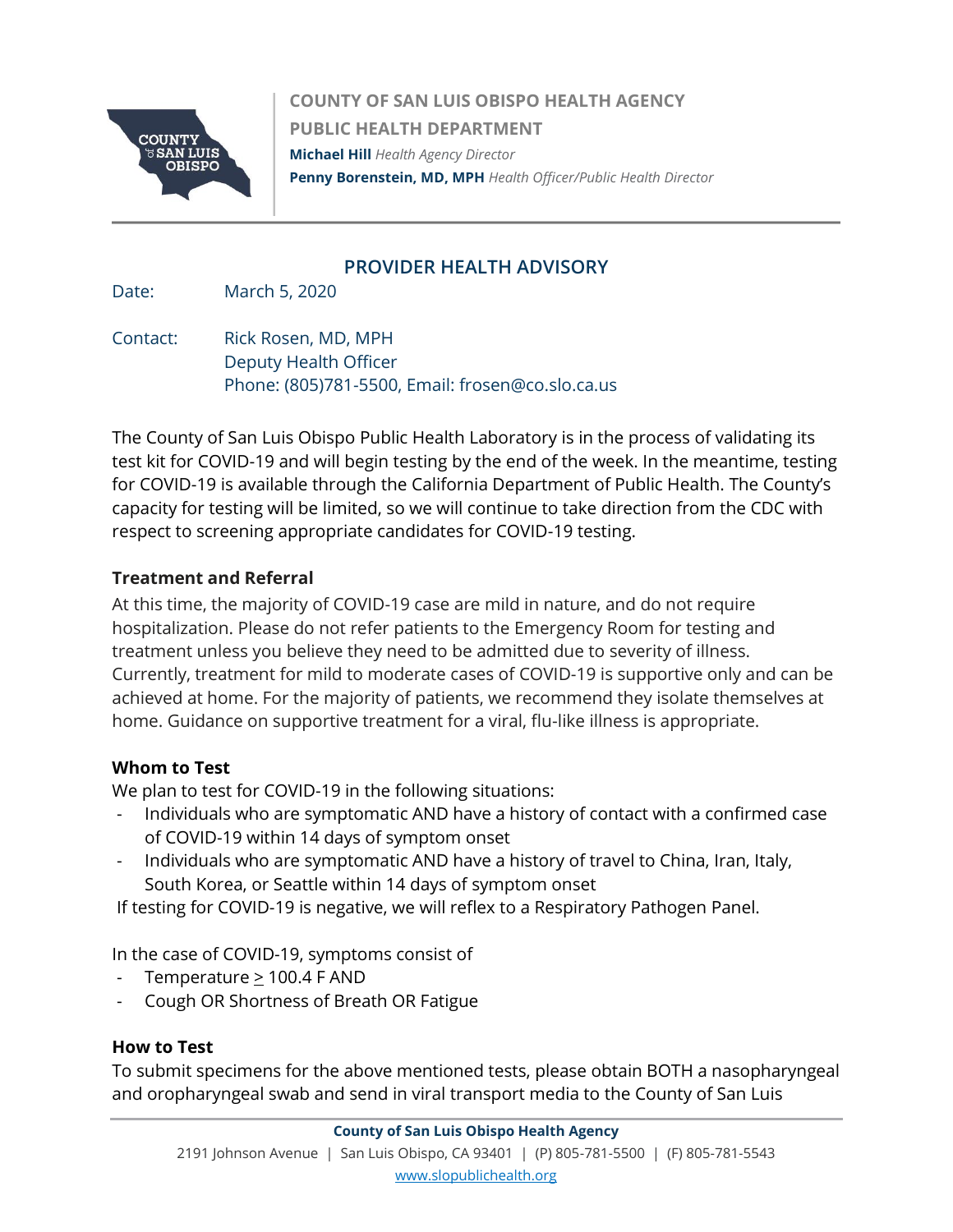**COUNTY OF SAN LUIS OBISPO HEALTH AGENCY**
**PUBLIC HEALTH DEPARTMENT**
**Michael Hill** *Health Agency Director*
**Penny Borenstein, MD, MPH** *Health Officer/Public Health Director*

## PROVIDER HEALTH ADVISORY

Date: March 5, 2020

Contact: Rick Rosen, MD, MPH
Deputy Health Officer
Phone: (805)781-5500, Email: frosen@co.slo.ca.us

The County of San Luis Obispo Public Health Laboratory is in the process of validating its test kit for COVID-19 and will begin testing by the end of the week. In the meantime, testing for COVID-19 is available through the California Department of Public Health. The County's capacity for testing will be limited, so we will continue to take direction from the CDC with respect to screening appropriate candidates for COVID-19 testing.

### Treatment and Referral

At this time, the majority of COVID-19 case are mild in nature, and do not require hospitalization. Please do not refer patients to the Emergency Room for testing and treatment unless you believe they need to be admitted due to severity of illness. Currently, treatment for mild to moderate cases of COVID-19 is supportive only and can be achieved at home. For the majority of patients, we recommend they isolate themselves at home. Guidance on supportive treatment for a viral, flu-like illness is appropriate.

### Whom to Test

We plan to test for COVID-19 in the following situations:

- Individuals who are symptomatic AND have a history of contact with a confirmed case of COVID-19 within 14 days of symptom onset
- Individuals who are symptomatic AND have a history of travel to China, Iran, Italy, South Korea, or Seattle within 14 days of symptom onset

If testing for COVID-19 is negative, we will reflex to a Respiratory Pathogen Panel.

In the case of COVID-19, symptoms consist of

- Temperature $\geq$ 100.4 F AND
- Cough OR Shortness of Breath OR Fatigue

### How to Test

To submit specimens for the above mentioned tests, please obtain BOTH a nasopharyngeal and oropharyngeal swab and send in viral transport media to the County of San Luis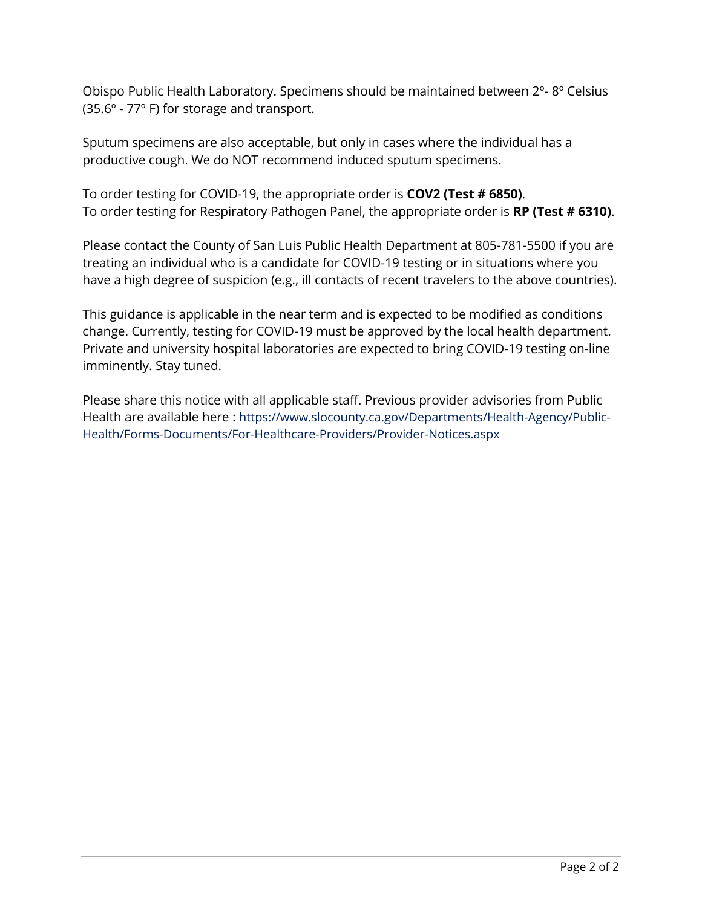Obispo Public Health Laboratory. Specimens should be maintained between 2º- 8º Celsius (35.6º - 77º F) for storage and transport.

Sputum specimens are also acceptable, but only in cases where the individual has a productive cough. We do NOT recommend induced sputum specimens.

To order testing for COVID-19, the appropriate order is **COV2 (Test # 6850)**.
To order testing for Respiratory Pathogen Panel, the appropriate order is **RP (Test # 6310)**.

Please contact the County of San Luis Public Health Department at 805-781-5500 if you are treating an individual who is a candidate for COVID-19 testing or in situations where you have a high degree of suspicion (e.g., ill contacts of recent travelers to the above countries).

This guidance is applicable in the near term and is expected to be modified as conditions change. Currently, testing for COVID-19 must be approved by the local health department. Private and university hospital laboratories are expected to bring COVID-19 testing on-line imminently. Stay tuned.

Please share this notice with all applicable staff. Previous provider advisories from Public Health are available here : [https://www.slocounty.ca.gov/Departments/Health-Agency/Public-Health/Forms-Documents/For-Healthcare-Providers/Provider-Notices.aspx](https://www.slocounty.ca.gov/Departments/Health-Agency/Public-Health/Forms-Documents/For-Healthcare-Providers/Provider-Notices.aspx)